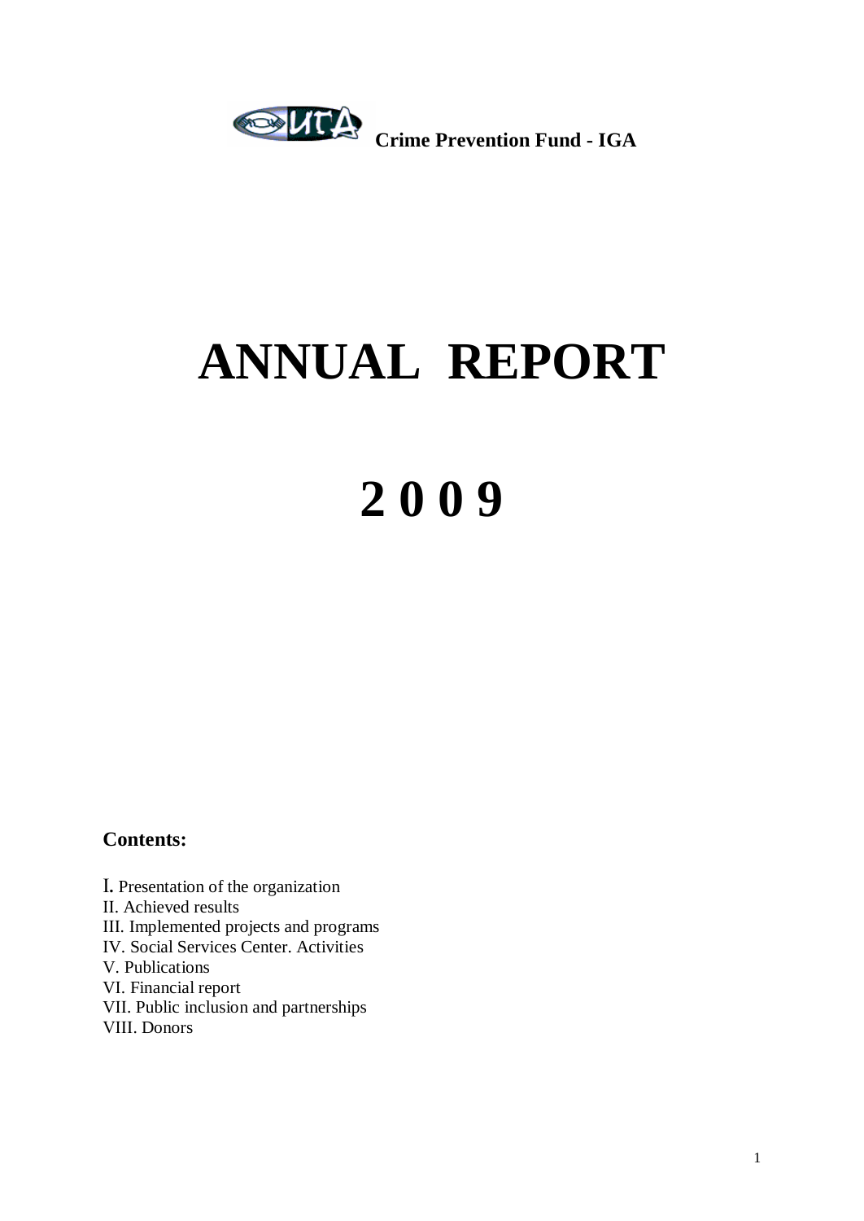**Crime Prevention Fund - IGA**

# ANNUAL REPORT

# 2 0 0 9

**Contents:**

I. Presentation of the organization
II. Achieved results
III. Implemented projects and programs
IV. Social Services Center. Activities
V. Publications
VI. Financial report
VII. Public inclusion and partnerships
VIII. Donors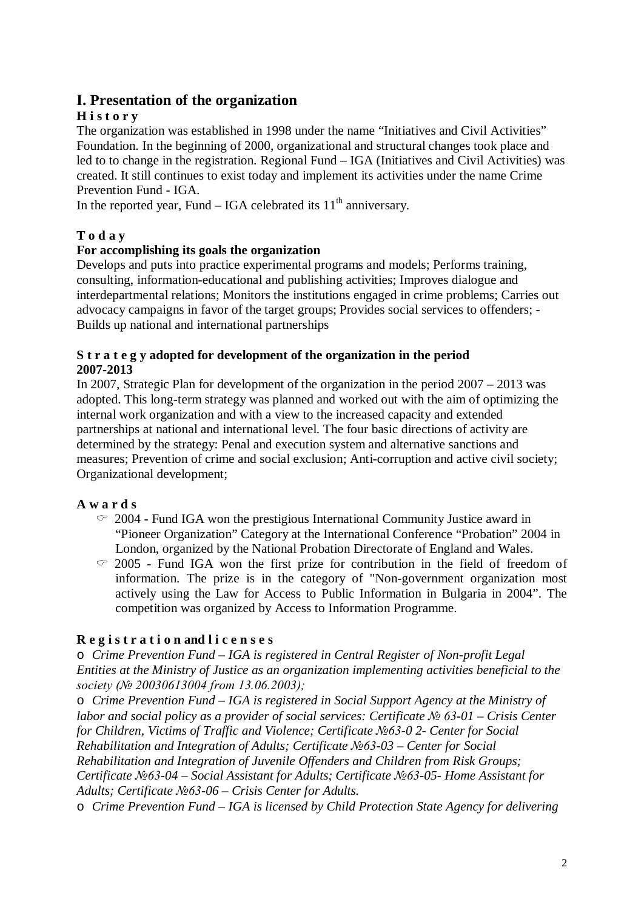# I. Presentation of the organization

**History**

The organization was established in 1998 under the name "Initiatives and Civil Activities" Foundation. In the beginning of 2000, organizational and structural changes took place and led to to change in the registration. Regional Fund – IGA (Initiatives and Civil Activities) was created. It still continues to exist today and implement its activities under the name Crime Prevention Fund - IGA.

In the reported year, Fund – IGA celebrated its 11th anniversary.

**Today**

**For accomplishing its goals the organization**

Develops and puts into practice experimental programs and models; Performs training, consulting, information-educational and publishing activities; Improves dialogue and interdepartmental relations; Monitors the institutions engaged in crime problems; Carries out advocacy campaigns in favor of the target groups; Provides social services to offenders; - Builds up national and international partnerships

**Strategy adopted for development of the organization in the period 2007-2013**

In 2007, Strategic Plan for development of the organization in the period 2007 – 2013 was adopted. This long-term strategy was planned and worked out with the aim of optimizing the internal work organization and with a view to the increased capacity and extended partnerships at national and international level. The four basic directions of activity are determined by the strategy: Penal and execution system and alternative sanctions and measures; Prevention of crime and social exclusion; Anti-corruption and active civil society; Organizational development;

**Awards**

- 2004 - Fund IGA won the prestigious International Community Justice award in "Pioneer Organization" Category at the International Conference "Probation" 2004 in London, organized by the National Probation Directorate of England and Wales.
- 2005 - Fund IGA won the first prize for contribution in the field of freedom of information. The prize is in the category of "Non-government organization most actively using the Law for Access to Public Information in Bulgaria in 2004". The competition was organized by Access to Information Programme.

**Registration and licenses**

- *Crime Prevention Fund – IGA is registered in Central Register of Non-profit Legal Entities at the Ministry of Justice as an organization implementing activities beneficial to the society (№ 20030613004 from 13.06.2003);*
- *Crime Prevention Fund – IGA is registered in Social Support Agency at the Ministry of labor and social policy as a provider of social services: Certificate № 63-01 – Crisis Center for Children, Victims of Traffic and Violence; Certificate №63-0 2- Center for Social Rehabilitation and Integration of Adults; Certificate №63-03 – Center for Social Rehabilitation and Integration of Juvenile Offenders and Children from Risk Groups; Certificate №63-04 – Social Assistant for Adults; Certificate №63-05- Home Assistant for Adults; Certificate №63-06 – Crisis Center for Adults.*
- *Crime Prevention Fund – IGA is licensed by Child Protection State Agency for delivering*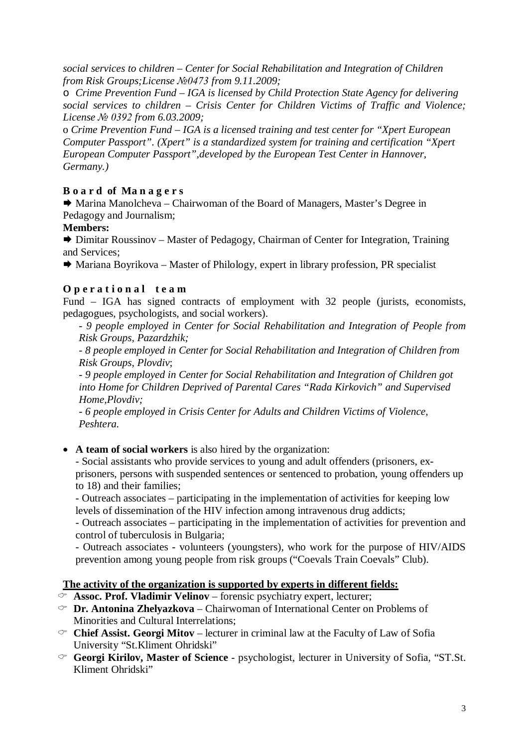*social services to children – Center for Social Rehabilitation and Integration of Children from Risk Groups;License №0473 from 9.11.2009;*

o *Crime Prevention Fund – IGA is licensed by Child Protection State Agency for delivering social services to children – Crisis Center for Children Victims of Traffic and Violence; License № 0392 from 6.03.2009;*

o *Crime Prevention Fund – IGA is a licensed training and test center for "Xpert European Computer Passport". (Xpert" is a standardized system for training and certification "Xpert European Computer Passport",developed by the European Test Center in Hannover, Germany.)*

**Board of Managers**

➡ Marina Manolcheva – Chairwoman of the Board of Managers, Master's Degree in Pedagogy and Journalism;

**Members:**

➡ Dimitar Roussinov – Master of Pedagogy, Chairman of Center for Integration, Training and Services;

➡ Mariana Boyrikova – Master of Philology, expert in library profession, PR specialist

**Operational team**

Fund – IGA has signed contracts of employment with 32 people (jurists, economists, pedagogues, psychologists, and social workers).

- *9 people employed in Center for Social Rehabilitation and Integration of People from Risk Groups, Pazardzhik;*
- *8 people employed in Center for Social Rehabilitation and Integration of Children from Risk Groups, Plovdiv*;
- *9 people employed in Center for Social Rehabilitation and Integration of Children got into Home for Children Deprived of Parental Cares "Rada Kirkovich" and Supervised Home,Plovdiv;*
- *6 people employed in Crisis Center for Adults and Children Victims of Violence, Peshtera.*

- **A team of social workers** is also hired by the organization:
  - Social assistants who provide services to young and adult offenders (prisoners, ex-prisoners, persons with suspended sentences or sentenced to probation, young offenders up to 18) and their families;
  - Outreach associates – participating in the implementation of activities for keeping low levels of dissemination of the HIV infection among intravenous drug addicts;
  - Outreach associates – participating in the implementation of activities for prevention and control of tuberculosis in Bulgaria;
  - Outreach associates - volunteers (youngsters), who work for the purpose of HIV/AIDS prevention among young people from risk groups ("Coevals Train Coevals" Club).

**<u>The activity of the organization is supported by experts in different fields:</u>**

- **Assoc. Prof. Vladimir Velinov** – forensic psychiatry expert, lecturer;
- **Dr. Antonina Zhelyazkova** – Chairwoman of International Center on Problems of Minorities and Cultural Interrelations;
- **Chief Assist. Georgi Mitov** – lecturer in criminal law at the Faculty of Law of Sofia University "St.Kliment Ohridski"
- **Georgi Kirilov, Master of Science** - psychologist, lecturer in University of Sofia, "ST.St. Kliment Ohridski"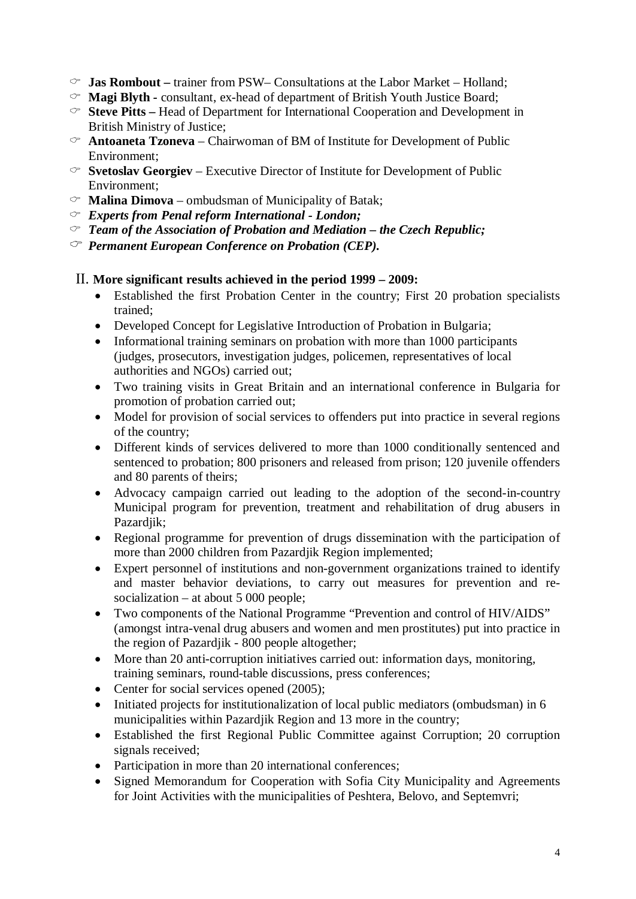- **Jas Rombout –** trainer from PSW– Consultations at the Labor Market – Holland;
- **Magi Blyth -** consultant, ex-head of department of British Youth Justice Board;
- **Steve Pitts –** Head of Department for International Cooperation and Development in British Ministry of Justice;
- **Antoaneta Tzoneva** – Chairwoman of BM of Institute for Development of Public Environment;
- **Svetoslav Georgiev** – Executive Director of Institute for Development of Public Environment;
- **Malina Dimova** – ombudsman of Municipality of Batak;
- ***Experts from Penal reform International - London;***
- ***Team of the Association of Probation and Mediation – the Czech Republic;***
- ***Permanent European Conference on Probation (CEP).***

## II. More significant results achieved in the period 1999 – 2009:

- Established the first Probation Center in the country; First 20 probation specialists trained;
- Developed Concept for Legislative Introduction of Probation in Bulgaria;
- Informational training seminars on probation with more than 1000 participants (judges, prosecutors, investigation judges, policemen, representatives of local authorities and NGOs) carried out;
- Two training visits in Great Britain and an international conference in Bulgaria for promotion of probation carried out;
- Model for provision of social services to offenders put into practice in several regions of the country;
- Different kinds of services delivered to more than 1000 conditionally sentenced and sentenced to probation; 800 prisoners and released from prison; 120 juvenile offenders and 80 parents of theirs;
- Advocacy campaign carried out leading to the adoption of the second-in-country Municipal program for prevention, treatment and rehabilitation of drug abusers in Pazardjik;
- Regional programme for prevention of drugs dissemination with the participation of more than 2000 children from Pazardjik Region implemented;
- Expert personnel of institutions and non-government organizations trained to identify and master behavior deviations, to carry out measures for prevention and re-socialization – at about 5 000 people;
- Two components of the National Programme "Prevention and control of HIV/AIDS" (amongst intra-venal drug abusers and women and men prostitutes) put into practice in the region of Pazardjik - 800 people altogether;
- More than 20 anti-corruption initiatives carried out: information days, monitoring, training seminars, round-table discussions, press conferences;
- Center for social services opened (2005);
- Initiated projects for institutionalization of local public mediators (ombudsman) in 6 municipalities within Pazardjik Region and 13 more in the country;
- Established the first Regional Public Committee against Corruption; 20 corruption signals received;
- Participation in more than 20 international conferences;
- Signed Memorandum for Cooperation with Sofia City Municipality and Agreements for Joint Activities with the municipalities of Peshtera, Belovo, and Septemvri;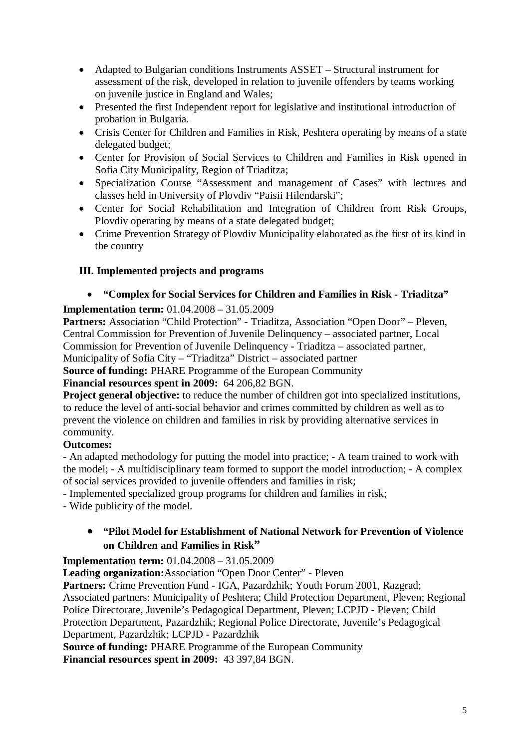- Adapted to Bulgarian conditions Instruments ASSET – Structural instrument for assessment of the risk, developed in relation to juvenile offenders by teams working on juvenile justice in England and Wales;
- Presented the first Independent report for legislative and institutional introduction of probation in Bulgaria.
- Crisis Center for Children and Families in Risk, Peshtera operating by means of a state delegated budget;
- Center for Provision of Social Services to Children and Families in Risk opened in Sofia City Municipality, Region of Triaditza;
- Specialization Course "Assessment and management of Cases" with lectures and classes held in University of Plovdiv "Paisii Hilendarski";
- Center for Social Rehabilitation and Integration of Children from Risk Groups, Plovdiv operating by means of a state delegated budget;
- Crime Prevention Strategy of Plovdiv Municipality elaborated as the first of its kind in the country

### III. Implemented projects and programs

- **"Complex for Social Services for Children and Families in Risk - Triaditza"**

**Implementation term:** 01.04.2008 – 31.05.2009

**Partners:** Association "Child Protection" - Triaditza, Association "Open Door" – Pleven, Central Commission for Prevention of Juvenile Delinquency – associated partner, Local Commission for Prevention of Juvenile Delinquency - Triaditza – associated partner, Municipality of Sofia City – "Triaditza" District – associated partner

**Source of funding:** PHARE Programme of the European Community

**Financial resources spent in 2009:** 64 206,82 BGN.

**Project general objective:** to reduce the number of children got into specialized institutions, to reduce the level of anti-social behavior and crimes committed by children as well as to prevent the violence on children and families in risk by providing alternative services in community.

**Outcomes:**

- An adapted methodology for putting the model into practice; - A team trained to work with the model; - A multidisciplinary team formed to support the model introduction; - A complex of social services provided to juvenile offenders and families in risk;

- Implemented specialized group programs for children and families in risk;

- Wide publicity of the model.

- **"Pilot Model for Establishment of National Network for Prevention of Violence on Children and Families in Risk"**

**Implementation term:** 01.04.2008 – 31.05.2009

**Leading organization:** Association "Open Door Center" - Pleven

**Partners:** Crime Prevention Fund - IGA, Pazardzhik; Youth Forum 2001, Razgrad; Associated partners: Municipality of Peshtera; Child Protection Department, Pleven; Regional Police Directorate, Juvenile's Pedagogical Department, Pleven; LCPJD - Pleven; Child Protection Department, Pazardzhik; Regional Police Directorate, Juvenile's Pedagogical Department, Pazardzhik; LCPJD - Pazardzhik

**Source of funding:** PHARE Programme of the European Community

**Financial resources spent in 2009:** 43 397,84 BGN.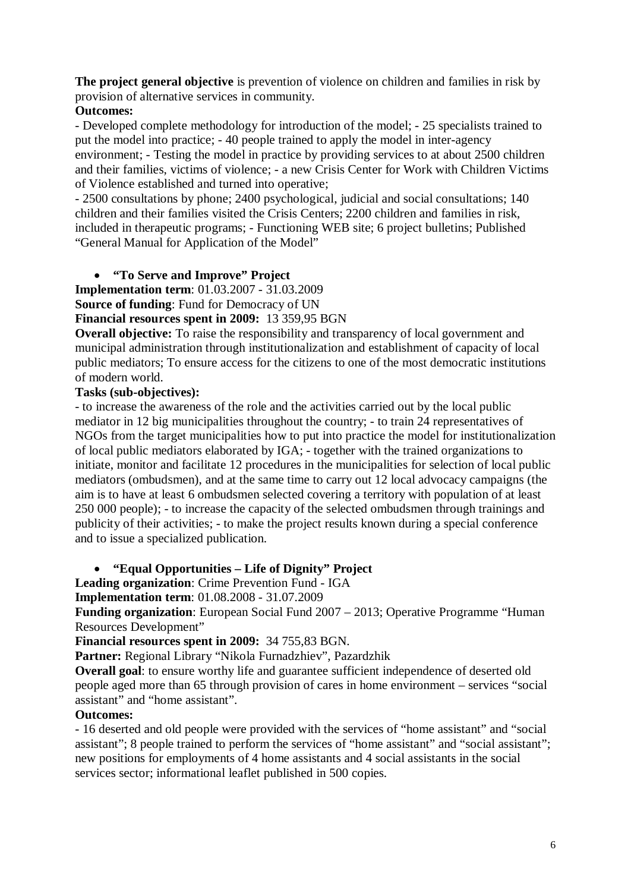**The project general objective** is prevention of violence on children and families in risk by provision of alternative services in community.

**Outcomes:**

- Developed complete methodology for introduction of the model; - 25 specialists trained to put the model into practice; - 40 people trained to apply the model in inter-agency environment; - Testing the model in practice by providing services to at about 2500 children and their families, victims of violence; - a new Crisis Center for Work with Children Victims of Violence established and turned into operative;

- 2500 consultations by phone; 2400 psychological, judicial and social consultations; 140 children and their families visited the Crisis Centers; 2200 children and families in risk, included in therapeutic programs; - Functioning WEB site; 6 project bulletins; Published "General Manual for Application of the Model"

- **"To Serve and Improve" Project**

**Implementation term**: 01.03.2007 - 31.03.2009

**Source of funding**: Fund for Democracy of UN

**Financial resources spent in 2009:** 13 359,95 BGN

**Overall objective:** To raise the responsibility and transparency of local government and municipal administration through institutionalization and establishment of capacity of local public mediators; To ensure access for the citizens to one of the most democratic institutions of modern world.

**Tasks (sub-objectives):**

- to increase the awareness of the role and the activities carried out by the local public mediator in 12 big municipalities throughout the country; - to train 24 representatives of NGOs from the target municipalities how to put into practice the model for institutionalization of local public mediators elaborated by IGA; - together with the trained organizations to initiate, monitor and facilitate 12 procedures in the municipalities for selection of local public mediators (ombudsmen), and at the same time to carry out 12 local advocacy campaigns (the aim is to have at least 6 ombudsmen selected covering a territory with population of at least 250 000 people); - to increase the capacity of the selected ombudsmen through trainings and publicity of their activities; - to make the project results known during a special conference and to issue a specialized publication.

- **"Equal Opportunities – Life of Dignity" Project**

**Leading organization**: Crime Prevention Fund - IGA

**Implementation term**: 01.08.2008 - 31.07.2009

**Funding organization**: European Social Fund 2007 – 2013; Operative Programme "Human Resources Development"

**Financial resources spent in 2009:** 34 755,83 BGN.

**Partner:** Regional Library "Nikola Furnadzhiev", Pazardzhik

**Overall goal**: to ensure worthy life and guarantee sufficient independence of deserted old people aged more than 65 through provision of cares in home environment – services "social assistant" and "home assistant".

**Outcomes:**

- 16 deserted and old people were provided with the services of "home assistant" and "social assistant"; 8 people trained to perform the services of "home assistant" and "social assistant"; new positions for employments of 4 home assistants and 4 social assistants in the social services sector; informational leaflet published in 500 copies.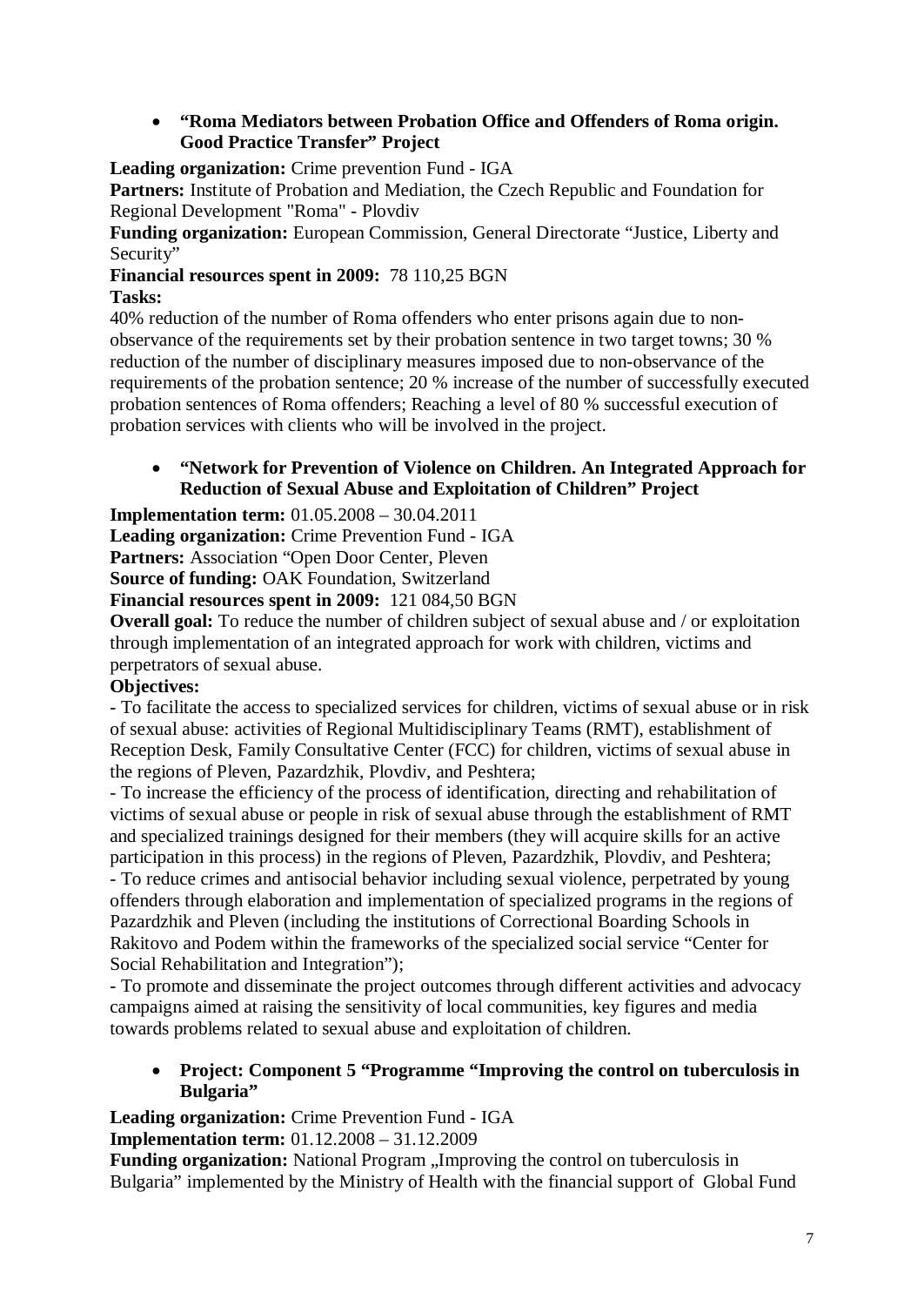- **"Roma Mediators between Probation Office and Offenders of Roma origin. Good Practice Transfer" Project**

**Leading organization:** Crime prevention Fund - IGA
**Partners:** Institute of Probation and Mediation, the Czech Republic and Foundation for Regional Development "Roma" - Plovdiv
**Funding organization:** European Commission, General Directorate "Justice, Liberty and Security"
**Financial resources spent in 2009:** 78 110,25 BGN
**Tasks:**
40% reduction of the number of Roma offenders who enter prisons again due to non-observance of the requirements set by their probation sentence in two target towns; 30 % reduction of the number of disciplinary measures imposed due to non-observance of the requirements of the probation sentence; 20 % increase of the number of successfully executed probation sentences of Roma offenders; Reaching a level of 80 % successful execution of probation services with clients who will be involved in the project.

- **"Network for Prevention of Violence on Children. An Integrated Approach for Reduction of Sexual Abuse and Exploitation of Children" Project**

**Implementation term:** 01.05.2008 – 30.04.2011
**Leading organization:** Crime Prevention Fund - IGA
**Partners:** Association "Open Door Center, Pleven
**Source of funding:** OAK Foundation, Switzerland
**Financial resources spent in 2009:** 121 084,50 BGN
**Overall goal:** To reduce the number of children subject of sexual abuse and / or exploitation through implementation of an integrated approach for work with children, victims and perpetrators of sexual abuse.
**Objectives:**
- To facilitate the access to specialized services for children, victims of sexual abuse or in risk of sexual abuse: activities of Regional Multidisciplinary Teams (RMT), establishment of Reception Desk, Family Consultative Center (FCC) for children, victims of sexual abuse in the regions of Pleven, Pazardzhik, Plovdiv, and Peshtera;
- To increase the efficiency of the process of identification, directing and rehabilitation of victims of sexual abuse or people in risk of sexual abuse through the establishment of RMT and specialized trainings designed for their members (they will acquire skills for an active participation in this process) in the regions of Pleven, Pazardzhik, Plovdiv, and Peshtera;
- To reduce crimes and antisocial behavior including sexual violence, perpetrated by young offenders through elaboration and implementation of specialized programs in the regions of Pazardzhik and Pleven (including the institutions of Correctional Boarding Schools in Rakitovo and Podem within the frameworks of the specialized social service "Center for Social Rehabilitation and Integration");
- To promote and disseminate the project outcomes through different activities and advocacy campaigns aimed at raising the sensitivity of local communities, key figures and media towards problems related to sexual abuse and exploitation of children.

- **Project: Component 5 "Programme "Improving the control on tuberculosis in Bulgaria"**

**Leading organization:** Crime Prevention Fund - IGA
**Implementation term:** 01.12.2008 – 31.12.2009
**Funding organization:** National Program „Improving the control on tuberculosis in Bulgaria" implemented by the Ministry of Health with the financial support of Global Fund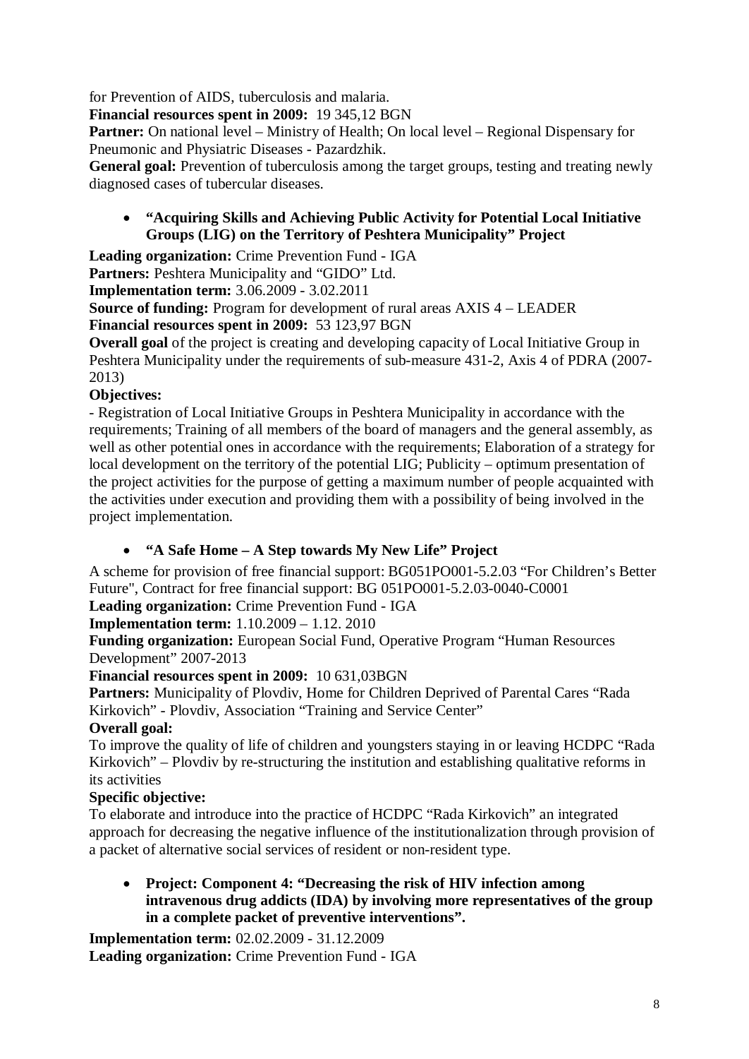for Prevention of AIDS, tuberculosis and malaria.

**Financial resources spent in 2009:** 19 345,12 BGN

**Partner:** On national level – Ministry of Health; On local level – Regional Dispensary for Pneumonic and Physiatric Diseases - Pazardzhik.

**General goal:** Prevention of tuberculosis among the target groups, testing and treating newly diagnosed cases of tubercular diseases.

- **“Acquiring Skills and Achieving Public Activity for Potential Local Initiative Groups (LIG) on the Territory of Peshtera Municipality” Project**

**Leading organization:** Crime Prevention Fund - IGA

**Partners:** Peshtera Municipality and “GIDO” Ltd.

**Implementation term:** 3.06.2009 - 3.02.2011

**Source of funding:** Program for development of rural areas AXIS 4 – LEADER

**Financial resources spent in 2009:** 53 123,97 BGN

**Overall goal** of the project is creating and developing capacity of Local Initiative Group in Peshtera Municipality under the requirements of sub-measure 431-2, Axis 4 of PDRA (2007-2013)

**Objectives:**

- Registration of Local Initiative Groups in Peshtera Municipality in accordance with the requirements; Training of all members of the board of managers and the general assembly, as well as other potential ones in accordance with the requirements; Elaboration of a strategy for local development on the territory of the potential LIG; Publicity – optimum presentation of the project activities for the purpose of getting a maximum number of people acquainted with the activities under execution and providing them with a possibility of being involved in the project implementation.

- **“A Safe Home – A Step towards My New Life” Project**

A scheme for provision of free financial support: BG051PO001-5.2.03 “For Children’s Better Future", Contract for free financial support: BG 051PO001-5.2.03-0040-C0001

**Leading organization:** Crime Prevention Fund - IGA

**Implementation term:** 1.10.2009 – 1.12. 2010

**Funding organization:** European Social Fund, Operative Program “Human Resources Development” 2007-2013

**Financial resources spent in 2009:** 10 631,03BGN

**Partners:** Municipality of Plovdiv, Home for Children Deprived of Parental Cares “Rada Kirkovich” - Plovdiv, Association “Training and Service Center”

**Overall goal:**

To improve the quality of life of children and youngsters staying in or leaving HCDPC “Rada Kirkovich” – Plovdiv by re-structuring the institution and establishing qualitative reforms in its activities

**Specific objective:**

To elaborate and introduce into the practice of HCDPC “Rada Kirkovich” an integrated approach for decreasing the negative influence of the institutionalization through provision of a packet of alternative social services of resident or non-resident type.

- **Project: Component 4: “Decreasing the risk of HIV infection among intravenous drug addicts (IDA) by involving more representatives of the group in a complete packet of preventive interventions”.**

**Implementation term:** 02.02.2009 - 31.12.2009

**Leading organization:** Crime Prevention Fund - IGA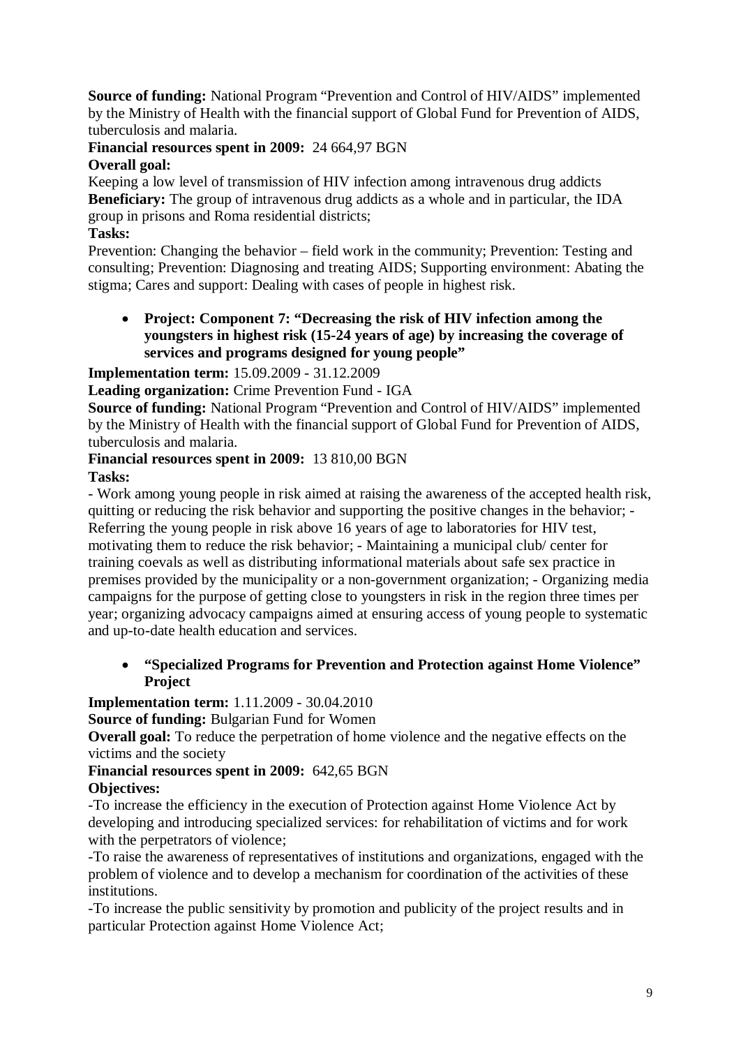**Source of funding:** National Program "Prevention and Control of HIV/AIDS" implemented by the Ministry of Health with the financial support of Global Fund for Prevention of AIDS, tuberculosis and malaria.

**Financial resources spent in 2009:** 24 664,97 BGN

**Overall goal:**

Keeping a low level of transmission of HIV infection among intravenous drug addicts

**Beneficiary:** The group of intravenous drug addicts as a whole and in particular, the IDA group in prisons and Roma residential districts;

**Tasks:**

Prevention: Changing the behavior – field work in the community; Prevention: Testing and consulting; Prevention: Diagnosing and treating AIDS; Supporting environment: Abating the stigma; Cares and support: Dealing with cases of people in highest risk.

- **Project: Component 7: "Decreasing the risk of HIV infection among the youngsters in highest risk (15-24 years of age) by increasing the coverage of services and programs designed for young people"**

**Implementation term:** 15.09.2009 - 31.12.2009

**Leading organization:** Crime Prevention Fund - IGA

**Source of funding:** National Program "Prevention and Control of HIV/AIDS" implemented by the Ministry of Health with the financial support of Global Fund for Prevention of AIDS, tuberculosis and malaria.

**Financial resources spent in 2009:** 13 810,00 BGN

**Tasks:**

- Work among young people in risk aimed at raising the awareness of the accepted health risk, quitting or reducing the risk behavior and supporting the positive changes in the behavior; - Referring the young people in risk above 16 years of age to laboratories for HIV test, motivating them to reduce the risk behavior; - Maintaining a municipal club/ center for training coevals as well as distributing informational materials about safe sex practice in premises provided by the municipality or a non-government organization; - Organizing media campaigns for the purpose of getting close to youngsters in risk in the region three times per year; organizing advocacy campaigns aimed at ensuring access of young people to systematic and up-to-date health education and services.

- **"Specialized Programs for Prevention and Protection against Home Violence" Project**

**Implementation term:** 1.11.2009 - 30.04.2010

**Source of funding:** Bulgarian Fund for Women

**Overall goal:** To reduce the perpetration of home violence and the negative effects on the victims and the society

**Financial resources spent in 2009:** 642,65 BGN

**Objectives:**

-To increase the efficiency in the execution of Protection against Home Violence Act by developing and introducing specialized services: for rehabilitation of victims and for work with the perpetrators of violence;

-To raise the awareness of representatives of institutions and organizations, engaged with the problem of violence and to develop a mechanism for coordination of the activities of these institutions.

-To increase the public sensitivity by promotion and publicity of the project results and in particular Protection against Home Violence Act;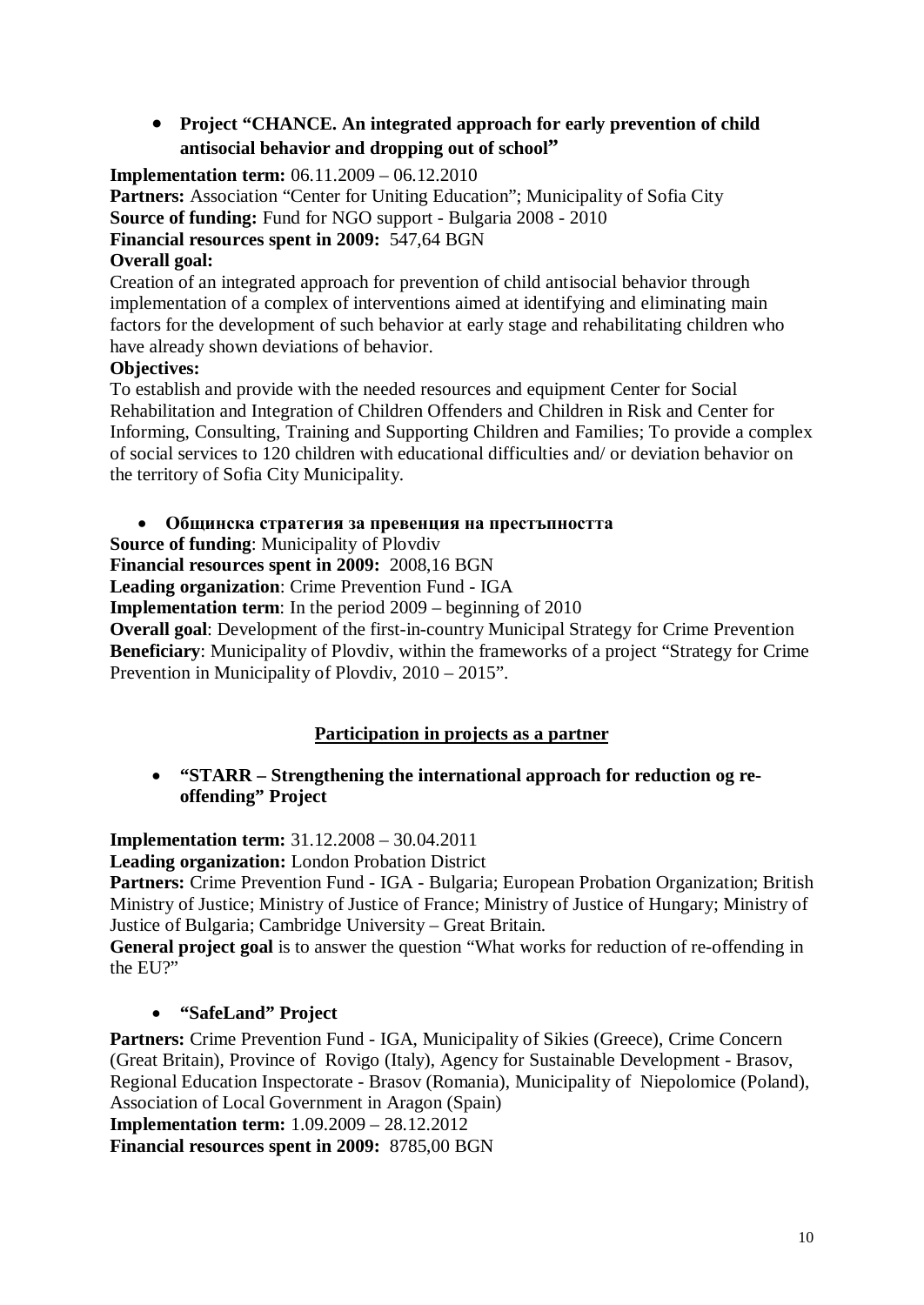- **Project "CHANCE. An integrated approach for early prevention of child antisocial behavior and dropping out of school"**

**Implementation term:** 06.11.2009 – 06.12.2010
**Partners:** Association "Center for Uniting Education"; Municipality of Sofia City
**Source of funding:** Fund for NGO support - Bulgaria 2008 - 2010
**Financial resources spent in 2009:** 547,64 BGN
**Overall goal:**
Creation of an integrated approach for prevention of child antisocial behavior through implementation of a complex of interventions aimed at identifying and eliminating main factors for the development of such behavior at early stage and rehabilitating children who have already shown deviations of behavior.
**Objectives:**
To establish and provide with the needed resources and equipment Center for Social Rehabilitation and Integration of Children Offenders and Children in Risk and Center for Informing, Consulting, Training and Supporting Children and Families; To provide a complex of social services to 120 children with educational difficulties and/ or deviation behavior on the territory of Sofia City Municipality.

- **Общинска стратегия за превенция на престъпността**

**Source of funding**: Municipality of Plovdiv
**Financial resources spent in 2009:** 2008,16 BGN
**Leading organization**: Crime Prevention Fund - IGA
**Implementation term**: In the period 2009 – beginning of 2010
**Overall goal**: Development of the first-in-country Municipal Strategy for Crime Prevention
**Beneficiary**: Municipality of Plovdiv, within the frameworks of a project "Strategy for Crime Prevention in Municipality of Plovdiv, 2010 – 2015".

## Participation in projects as a partner

- **"STARR – Strengthening the international approach for reduction og re-offending" Project**

**Implementation term:** 31.12.2008 – 30.04.2011
**Leading organization:** London Probation District
**Partners:** Crime Prevention Fund - IGA - Bulgaria; European Probation Organization; British Ministry of Justice; Ministry of Justice of France; Ministry of Justice of Hungary; Ministry of Justice of Bulgaria; Cambridge University – Great Britain.
**General project goal** is to answer the question "What works for reduction of re-offending in the EU?"

- **"SafeLand" Project**

**Partners:** Crime Prevention Fund - IGA, Municipality of Sikies (Greece), Crime Concern (Great Britain), Province of Rovigo (Italy), Agency for Sustainable Development - Brasov, Regional Education Inspectorate - Brasov (Romania), Municipality of Niepolomice (Poland), Association of Local Government in Aragon (Spain)
**Implementation term:** 1.09.2009 – 28.12.2012
**Financial resources spent in 2009:** 8785,00 BGN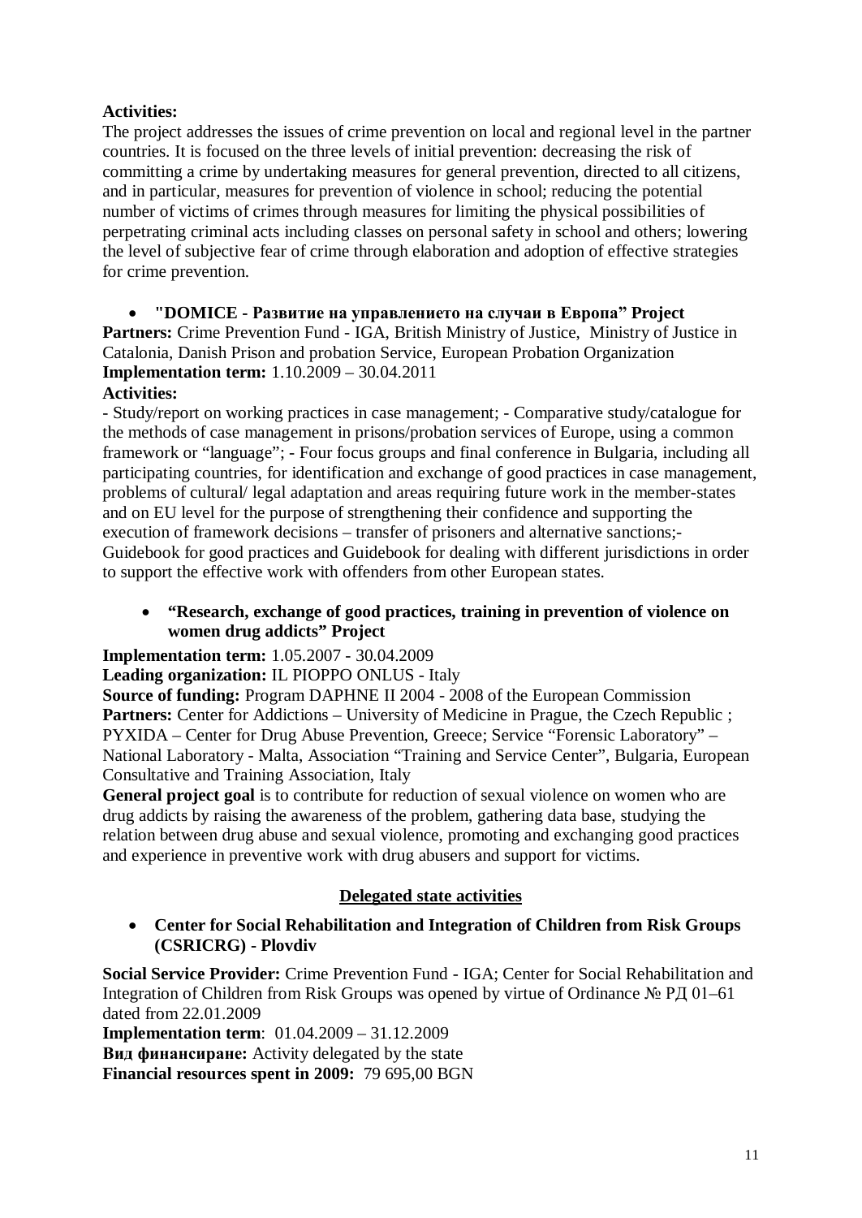**Activities:**
The project addresses the issues of crime prevention on local and regional level in the partner countries. It is focused on the three levels of initial prevention: decreasing the risk of committing a crime by undertaking measures for general prevention, directed to all citizens, and in particular, measures for prevention of violence in school; reducing the potential number of victims of crimes through measures for limiting the physical possibilities of perpetrating criminal acts including classes on personal safety in school and others; lowering the level of subjective fear of crime through elaboration and adoption of effective strategies for crime prevention.

- **"DOMICE - Развитие на управлението на случаи в Европа" Project**

**Partners:** Crime Prevention Fund - IGA, British Ministry of Justice, Ministry of Justice in Catalonia, Danish Prison and probation Service, European Probation Organization
**Implementation term:** 1.10.2009 – 30.04.2011
**Activities:**
- Study/report on working practices in case management; - Comparative study/catalogue for the methods of case management in prisons/probation services of Europe, using a common framework or "language"; - Four focus groups and final conference in Bulgaria, including all participating countries, for identification and exchange of good practices in case management, problems of cultural/ legal adaptation and areas requiring future work in the member-states and on EU level for the purpose of strengthening their confidence and supporting the execution of framework decisions – transfer of prisoners and alternative sanctions;- Guidebook for good practices and Guidebook for dealing with different jurisdictions in order to support the effective work with offenders from other European states.

- **"Research, exchange of good practices, training in prevention of violence on women drug addicts" Project**

**Implementation term:** 1.05.2007 - 30.04.2009
**Leading organization:** IL PIOPPO ONLUS - Italy
**Source of funding:** Program DAPHNE II 2004 - 2008 of the European Commission
**Partners:** Center for Addictions – University of Medicine in Prague, the Czech Republic ; PYXIDA – Center for Drug Abuse Prevention, Greece; Service "Forensic Laboratory" – National Laboratory - Malta, Association "Training and Service Center", Bulgaria, European Consultative and Training Association, Italy
**General project goal** is to contribute for reduction of sexual violence on women who are drug addicts by raising the awareness of the problem, gathering data base, studying the relation between drug abuse and sexual violence, promoting and exchanging good practices and experience in preventive work with drug abusers and support for victims.

## Delegated state activities

- **Center for Social Rehabilitation and Integration of Children from Risk Groups (CSRICRG) - Plovdiv**

**Social Service Provider:** Crime Prevention Fund - IGA; Center for Social Rehabilitation and Integration of Children from Risk Groups was opened by virtue of Ordinance № РД 01–61 dated from 22.01.2009
**Implementation term**: 01.04.2009 – 31.12.2009
**Вид финансиране:** Activity delegated by the state
**Financial resources spent in 2009:** 79 695,00 BGN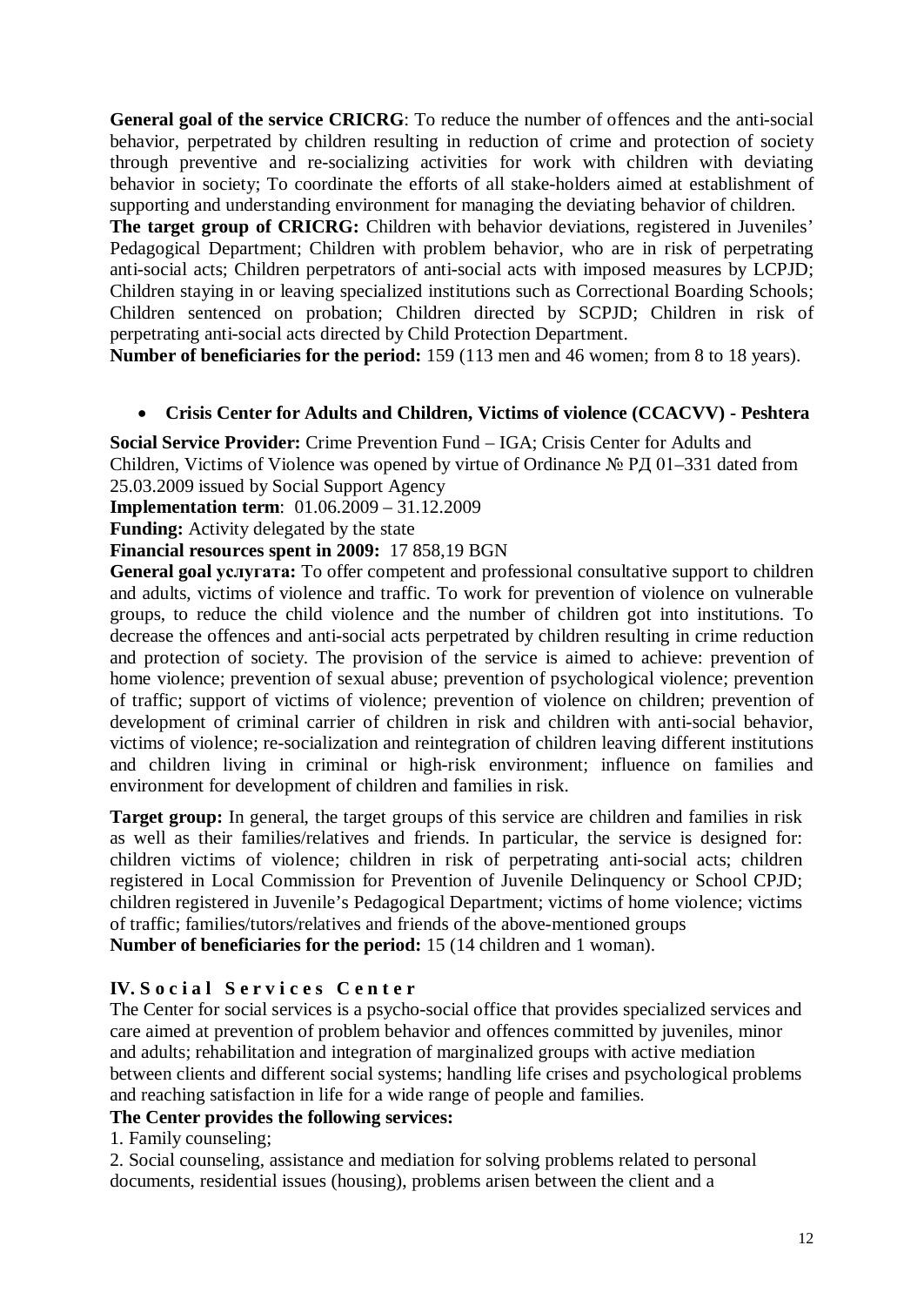**General goal of the service CRICRG**: To reduce the number of offences and the anti-social behavior, perpetrated by children resulting in reduction of crime and protection of society through preventive and re-socializing activities for work with children with deviating behavior in society; To coordinate the efforts of all stake-holders aimed at establishment of supporting and understanding environment for managing the deviating behavior of children.

**The target group of CRICRG:** Children with behavior deviations, registered in Juveniles' Pedagogical Department; Children with problem behavior, who are in risk of perpetrating anti-social acts; Children perpetrators of anti-social acts with imposed measures by LCPJD; Children staying in or leaving specialized institutions such as Correctional Boarding Schools; Children sentenced on probation; Children directed by SCPJD; Children in risk of perpetrating anti-social acts directed by Child Protection Department.

**Number of beneficiaries for the period:** 159 (113 men and 46 women; from 8 to 18 years).

- **Crisis Center for Adults and Children, Victims of violence (CCACVV) - Peshtera**

**Social Service Provider:** Crime Prevention Fund – IGA; Crisis Center for Adults and Children, Victims of Violence was opened by virtue of Ordinance № РД 01–331 dated from 25.03.2009 issued by Social Support Agency

**Implementation term**: 01.06.2009 – 31.12.2009

**Funding:** Activity delegated by the state

**Financial resources spent in 2009:** 17 858,19 BGN

**General goal услугата:** To offer competent and professional consultative support to children and adults, victims of violence and traffic. To work for prevention of violence on vulnerable groups, to reduce the child violence and the number of children got into institutions. To decrease the offences and anti-social acts perpetrated by children resulting in crime reduction and protection of society. The provision of the service is aimed to achieve: prevention of home violence; prevention of sexual abuse; prevention of psychological violence; prevention of traffic; support of victims of violence; prevention of violence on children; prevention of development of criminal carrier of children in risk and children with anti-social behavior, victims of violence; re-socialization and reintegration of children leaving different institutions and children living in criminal or high-risk environment; influence on families and environment for development of children and families in risk.

**Target group:** In general, the target groups of this service are children and families in risk as well as their families/relatives and friends. In particular, the service is designed for: children victims of violence; children in risk of perpetrating anti-social acts; children registered in Local Commission for Prevention of Juvenile Delinquency or School CPJD; children registered in Juvenile's Pedagogical Department; victims of home violence; victims of traffic; families/tutors/relatives and friends of the above-mentioned groups

**Number of beneficiaries for the period:** 15 (14 children and 1 woman).

## IV. Social Services Center

The Center for social services is a psycho-social office that provides specialized services and care aimed at prevention of problem behavior and offences committed by juveniles, minor and adults; rehabilitation and integration of marginalized groups with active mediation between clients and different social systems; handling life crises and psychological problems and reaching satisfaction in life for a wide range of people and families.

**The Center provides the following services:**

1. Family counseling;
2. Social counseling, assistance and mediation for solving problems related to personal documents, residential issues (housing), problems arisen between the client and a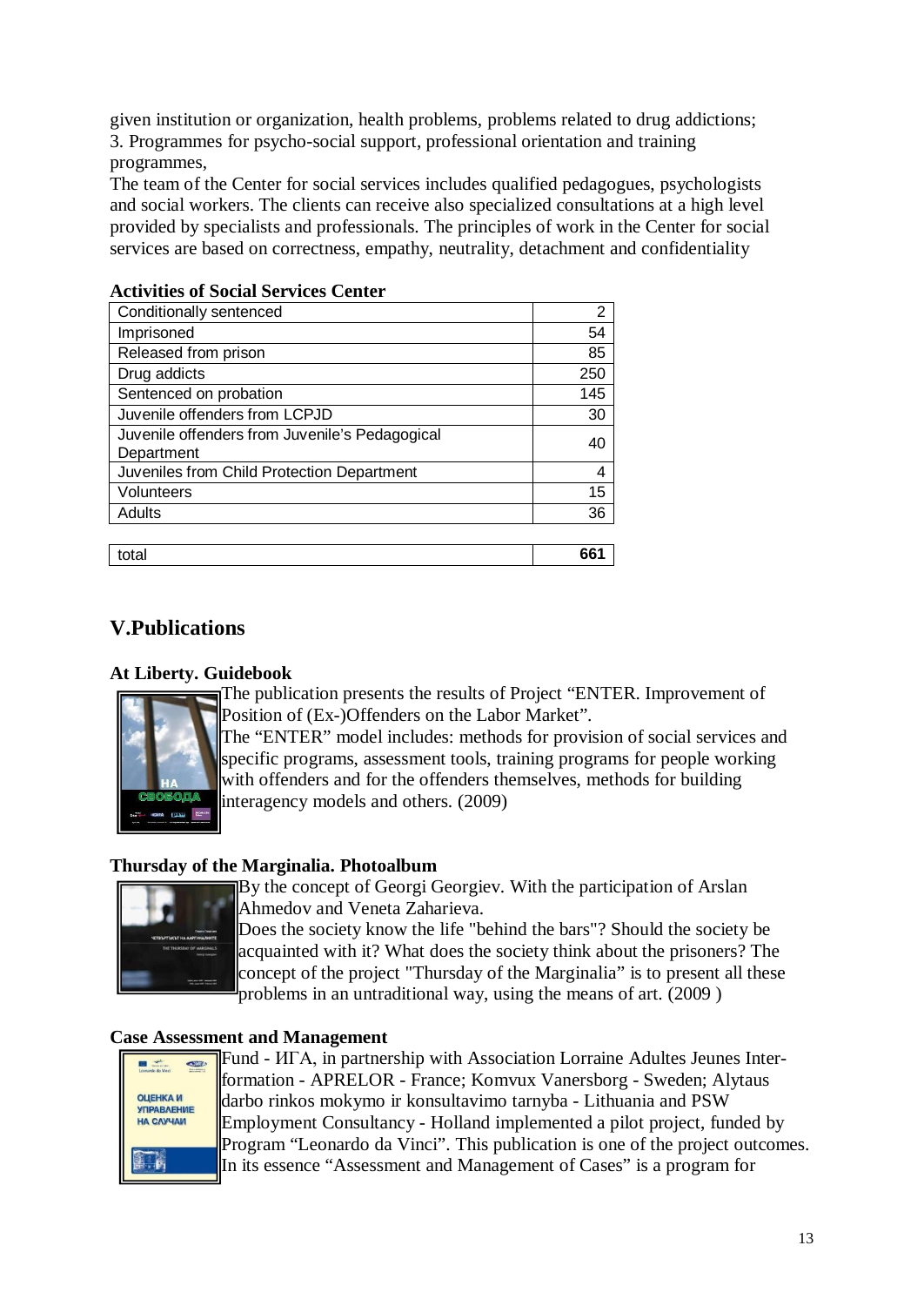given institution or organization, health problems, problems related to drug addictions;
3. Programmes for psycho-social support, professional orientation and training programmes,

The team of the Center for social services includes qualified pedagogues, psychologists and social workers. The clients can receive also specialized consultations at a high level provided by specialists and professionals. The principles of work in the Center for social services are based on correctness, empathy, neutrality, detachment and confidentiality

**Activities of Social Services Center**

| | |
|---|---|
| Conditionally sentenced | 2 |
| Imprisoned | 54 |
| Released from prison | 85 |
| Drug addicts | 250 |
| Sentenced on probation | 145 |
| Juvenile offenders from LCPJD | 30 |
| Juvenile offenders from Juvenile's Pedagogical Department | 40 |
| Juveniles from Child Protection Department | 4 |
| Volunteers | 15 |
| Adults | 36 |
| total | **661** |

## V.Publications

### At Liberty. Guidebook

The publication presents the results of Project "ENTER. Improvement of Position of (Ex-)Offenders on the Labor Market".
The "ENTER" model includes: methods for provision of social services and specific programs, assessment tools, training programs for people working with offenders and for the offenders themselves, methods for building interagency models and others. (2009)

### Thursday of the Marginalia. Photoalbum

By the concept of Georgi Georgiev. With the participation of Arslan Ahmedov and Veneta Zaharieva.
Does the society know the life "behind the bars"? Should the society be acquainted with it? What does the society think about the prisoners? The concept of the project "Thursday of the Marginalia" is to present all these problems in an untraditional way, using the means of art. (2009 )

### Case Assessment and Management

Fund - ИГА, in partnership with Association Lorraine Adultes Jeunes Inter-formation - APRELOR - France; Komvux Vanersborg - Sweden; Alytaus darbo rinkos mokymo ir konsultavimo tarnyba - Lithuania and PSW Employment Consultancy - Holland implemented a pilot project, funded by Program "Leonardo da Vinci". This publication is one of the project outcomes. In its essence "Assessment and Management of Cases" is a program for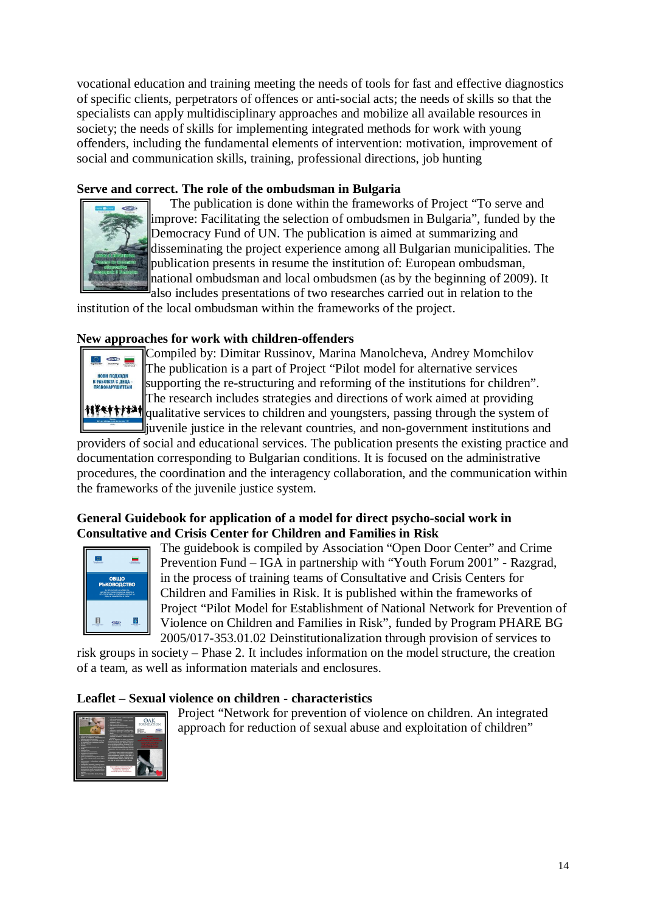vocational education and training meeting the needs of tools for fast and effective diagnostics of specific clients, perpetrators of offences or anti-social acts; the needs of skills so that the specialists can apply multidisciplinary approaches and mobilize all available resources in society; the needs of skills for implementing integrated methods for work with young offenders, including the fundamental elements of intervention: motivation, improvement of social and communication skills, training, professional directions, job hunting

**Serve and correct. The role of the ombudsman in Bulgaria**

The publication is done within the frameworks of Project "To serve and improve: Facilitating the selection of ombudsmen in Bulgaria", funded by the Democracy Fund of UN. The publication is aimed at summarizing and disseminating the project experience among all Bulgarian municipalities. The publication presents in resume the institution of: European ombudsman, national ombudsman and local ombudsmen (as by the beginning of 2009). It also includes presentations of two researches carried out in relation to the institution of the local ombudsman within the frameworks of the project.

**New approaches for work with children-offenders**

Compiled by: Dimitar Russinov, Marina Manolcheva, Andrey Momchilov

The publication is a part of Project "Pilot model for alternative services supporting the re-structuring and reforming of the institutions for children". The research includes strategies and directions of work aimed at providing qualitative services to children and youngsters, passing through the system of juvenile justice in the relevant countries, and non-government institutions and providers of social and educational services. The publication presents the existing practice and documentation corresponding to Bulgarian conditions. It is focused on the administrative procedures, the coordination and the interagency collaboration, and the communication within the frameworks of the juvenile justice system.

**General Guidebook for application of a model for direct psycho-social work in Consultative and Crisis Center for Children and Families in Risk**

The guidebook is compiled by Association "Open Door Center" and Crime Prevention Fund – IGA in partnership with "Youth Forum 2001" - Razgrad, in the process of training teams of Consultative and Crisis Centers for Children and Families in Risk. It is published within the frameworks of Project "Pilot Model for Establishment of National Network for Prevention of Violence on Children and Families in Risk", funded by Program PHARE BG 2005/017-353.01.02 Deinstitutionalization through provision of services to risk groups in society – Phase 2. It includes information on the model structure, the creation of a team, as well as information materials and enclosures.

**Leaflet – Sexual violence on children - characteristics**

Project "Network for prevention of violence on children. An integrated approach for reduction of sexual abuse and exploitation of children"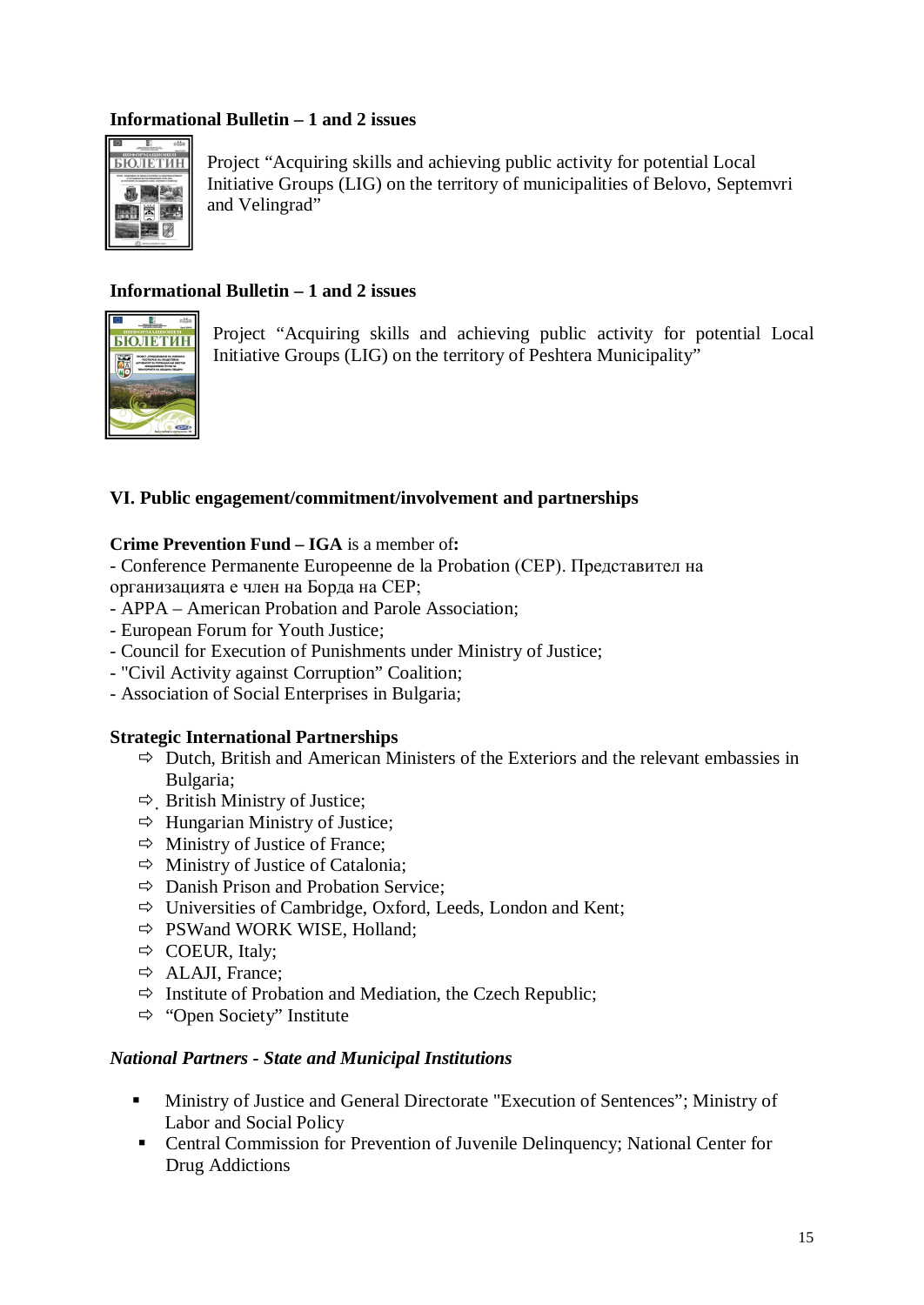**Informational Bulletin – 1 and 2 issues**

Project "Acquiring skills and achieving public activity for potential Local Initiative Groups (LIG) on the territory of municipalities of Belovo, Septemvri and Velingrad"

**Informational Bulletin – 1 and 2 issues**

Project "Acquiring skills and achieving public activity for potential Local Initiative Groups (LIG) on the territory of Peshtera Municipality"

## VI. Public engagement/commitment/involvement and partnerships

**Crime Prevention Fund – IGA** is a member of**:**

- Conference Permanente Europeenne de la Probation (CEP). Представител на организацията е член на Борда на CEP;
- APPA – American Probation and Parole Association;
- European Forum for Youth Justice;
- Council for Execution of Punishments under Ministry of Justice;
- "Civil Activity against Corruption" Coalition;
- Association of Social Enterprises in Bulgaria;

**Strategic International Partnerships**

- ⇨ Dutch, British and American Ministers of the Exteriors and the relevant embassies in Bulgaria;
- ⇨ British Ministry of Justice;
- ⇨ Hungarian Ministry of Justice;
- ⇨ Ministry of Justice of France;
- ⇨ Ministry of Justice of Catalonia;
- ⇨ Danish Prison and Probation Service;
- ⇨ Universities of Cambridge, Oxford, Leeds, London and Kent;
- ⇨ PSWand WORK WISE, Holland;
- ⇨ COEUR, Italy;
- ⇨ ALAJI, France;
- ⇨ Institute of Probation and Mediation, the Czech Republic;
- ⇨ "Open Society" Institute

***National Partners - State and Municipal Institutions***

- Ministry of Justice and General Directorate "Execution of Sentences"; Ministry of Labor and Social Policy
- Central Commission for Prevention of Juvenile Delinquency; National Center for Drug Addictions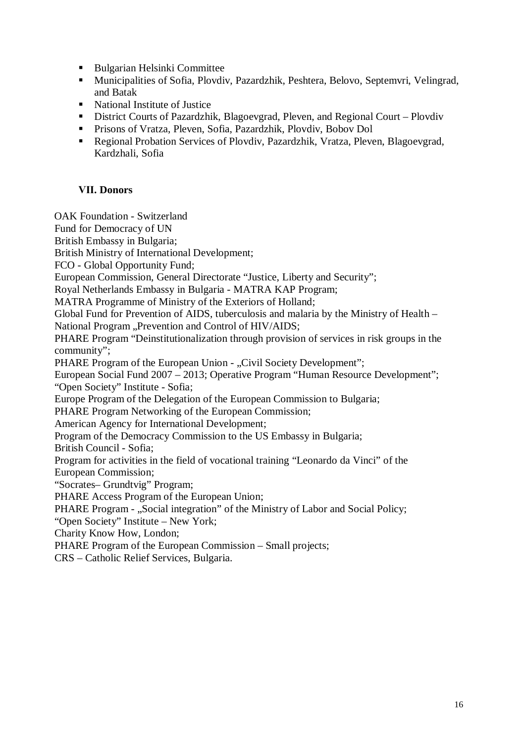- Bulgarian Helsinki Committee
- Municipalities of Sofia, Plovdiv, Pazardzhik, Peshtera, Belovo, Septemvri, Velingrad, and Batak
- National Institute of Justice
- District Courts of Pazardzhik, Blagoevgrad, Pleven, and Regional Court – Plovdiv
- Prisons of Vratza, Pleven, Sofia, Pazardzhik, Plovdiv, Bobov Dol
- Regional Probation Services of Plovdiv, Pazardzhik, Vratza, Pleven, Blagoevgrad, Kardzhali, Sofia

## VII. Donors

OAK Foundation - Switzerland
Fund for Democracy of UN
British Embassy in Bulgaria;
British Ministry of International Development;
FCO - Global Opportunity Fund;
European Commission, General Directorate "Justice, Liberty and Security";
Royal Netherlands Embassy in Bulgaria - MATRA KAP Program;
MATRA Programme of Ministry of the Exteriors of Holland;
Global Fund for Prevention of AIDS, tuberculosis and malaria by the Ministry of Health – National Program „Prevention and Control of HIV/AIDS;
PHARE Program "Deinstitutionalization through provision of services in risk groups in the community";
PHARE Program of the European Union - „Civil Society Development";
European Social Fund 2007 – 2013; Operative Program "Human Resource Development";
"Open Society" Institute - Sofia;
Europe Program of the Delegation of the European Commission to Bulgaria;
PHARE Program Networking of the European Commission;
American Agency for International Development;
Program of the Democracy Commission to the US Embassy in Bulgaria;
British Council - Sofia;
Program for activities in the field of vocational training "Leonardo da Vinci" of the European Commission;
"Socrates– Grundtvig" Program;
PHARE Access Program of the European Union;
PHARE Program - „Social integration" of the Ministry of Labor and Social Policy;
"Open Society" Institute – New York;
Charity Know How, London;
PHARE Program of the European Commission – Small projects;
CRS – Catholic Relief Services, Bulgaria.